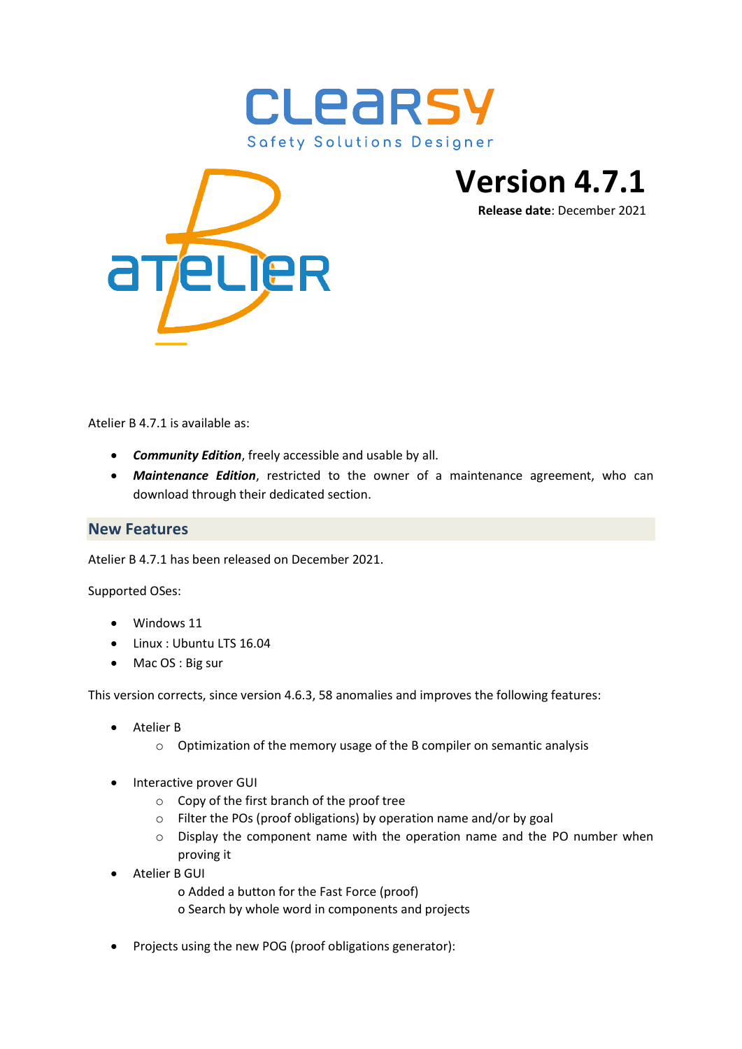# Version 4.7.1

**Release date**: December 2021

Atelier B 4.7.1 is available as:

- ***Community Edition***, freely accessible and usable by all.
- ***Maintenance Edition***, restricted to the owner of a maintenance agreement, who can download through their dedicated section.

## New Features

Atelier B 4.7.1 has been released on December 2021.

Supported OSes:

- Windows 11
- Linux : Ubuntu LTS 16.04
- Mac OS : Big sur

This version corrects, since version 4.6.3, 58 anomalies and improves the following features:

- Atelier B
  - Optimization of the memory usage of the B compiler on semantic analysis
- Interactive prover GUI
  - Copy of the first branch of the proof tree
  - Filter the POs (proof obligations) by operation name and/or by goal
  - Display the component name with the operation name and the PO number when proving it
- Atelier B GUI
  - Added a button for the Fast Force (proof)
  - Search by whole word in components and projects
- Projects using the new POG (proof obligations generator):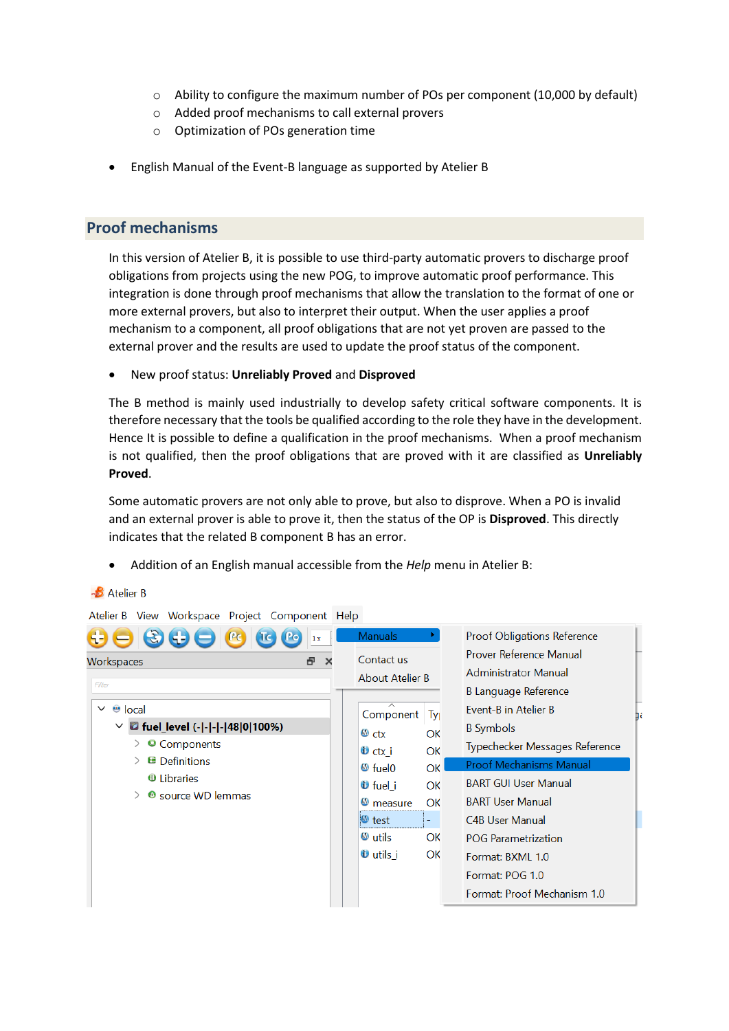- Ability to configure the maximum number of POs per component (10,000 by default)
  - Added proof mechanisms to call external provers
  - Optimization of POs generation time

- English Manual of the Event-B language as supported by Atelier B

## Proof mechanisms

In this version of Atelier B, it is possible to use third-party automatic provers to discharge proof obligations from projects using the new POG, to improve automatic proof performance. This integration is done through proof mechanisms that allow the translation to the format of one or more external provers, but also to interpret their output. When the user applies a proof mechanism to a component, all proof obligations that are not yet proven are passed to the external prover and the results are used to update the proof status of the component.

- New proof status: **Unreliably Proved** and **Disproved**

The B method is mainly used industrially to develop safety critical software components. It is therefore necessary that the tools be qualified according to the role they have in the development. Hence It is possible to define a qualification in the proof mechanisms. When a proof mechanism is not qualified, then the proof obligations that are proved with it are classified as **Unreliably Proved**.

Some automatic provers are not only able to prove, but also to disprove. When a PO is invalid and an external prover is able to prove it, then the status of the OP is **Disproved**. This directly indicates that the related B component B has an error.

- Addition of an English manual accessible from the *Help* menu in Atelier B: